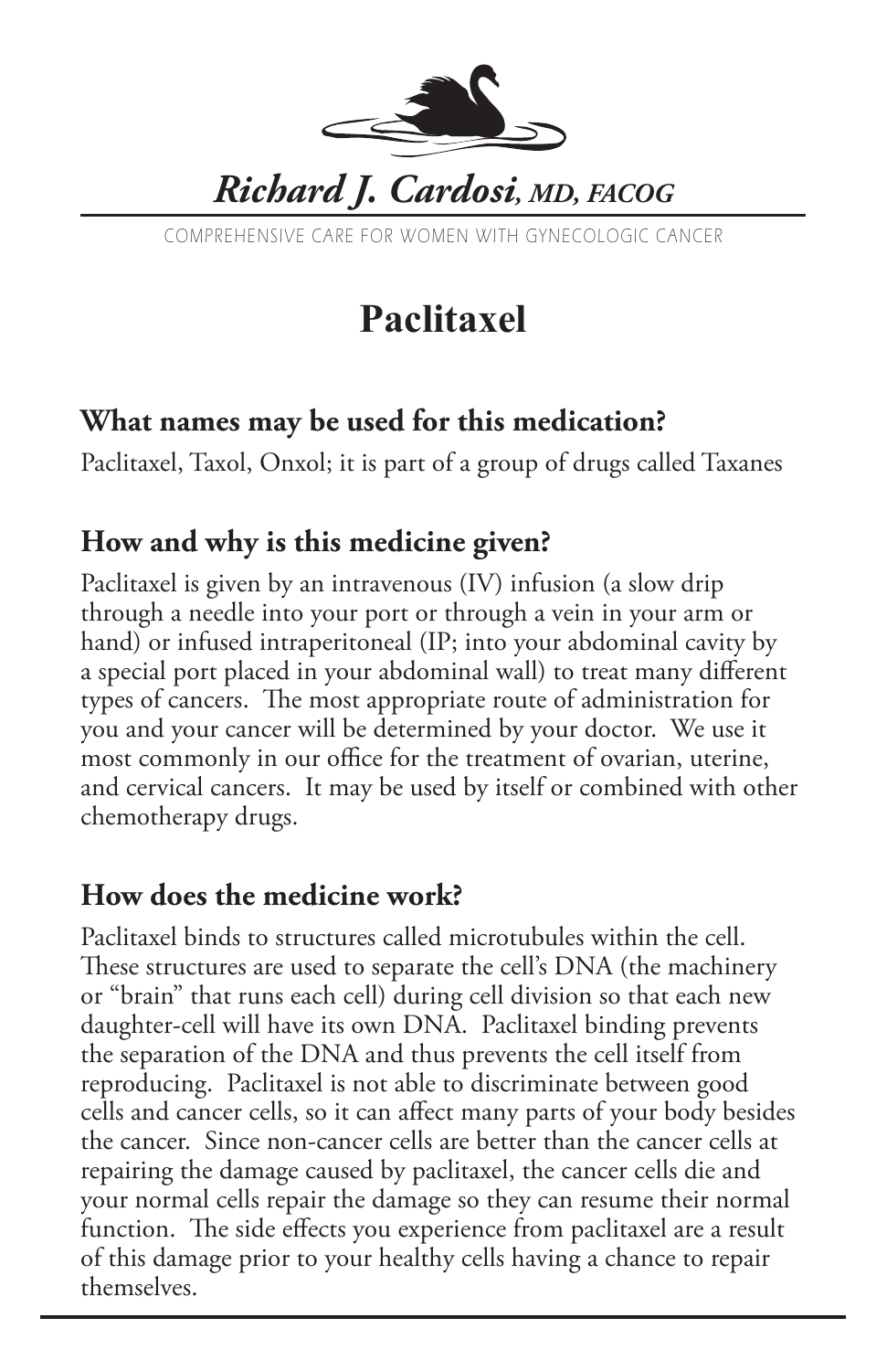*Richard J. Cardosi, MD, FACOG*

COMPREHENSIVE CARE FOR WOMEN WITH GYNECOLOGIC CANCER

# Paclitaxel

## What names may be used for this medication?

Paclitaxel, Taxol, Onxol; it is part of a group of drugs called Taxanes

## How and why is this medicine given?

Paclitaxel is given by an intravenous (IV) infusion (a slow drip through a needle into your port or through a vein in your arm or hand) or infused intraperitoneal (IP; into your abdominal cavity by a special port placed in your abdominal wall) to treat many different types of cancers. The most appropriate route of administration for you and your cancer will be determined by your doctor. We use it most commonly in our office for the treatment of ovarian, uterine, and cervical cancers. It may be used by itself or combined with other chemotherapy drugs.

## How does the medicine work?

Paclitaxel binds to structures called microtubules within the cell. These structures are used to separate the cell's DNA (the machinery or "brain" that runs each cell) during cell division so that each new daughter-cell will have its own DNA. Paclitaxel binding prevents the separation of the DNA and thus prevents the cell itself from reproducing. Paclitaxel is not able to discriminate between good cells and cancer cells, so it can affect many parts of your body besides the cancer. Since non-cancer cells are better than the cancer cells at repairing the damage caused by paclitaxel, the cancer cells die and your normal cells repair the damage so they can resume their normal function. The side effects you experience from paclitaxel are a result of this damage prior to your healthy cells having a chance to repair themselves.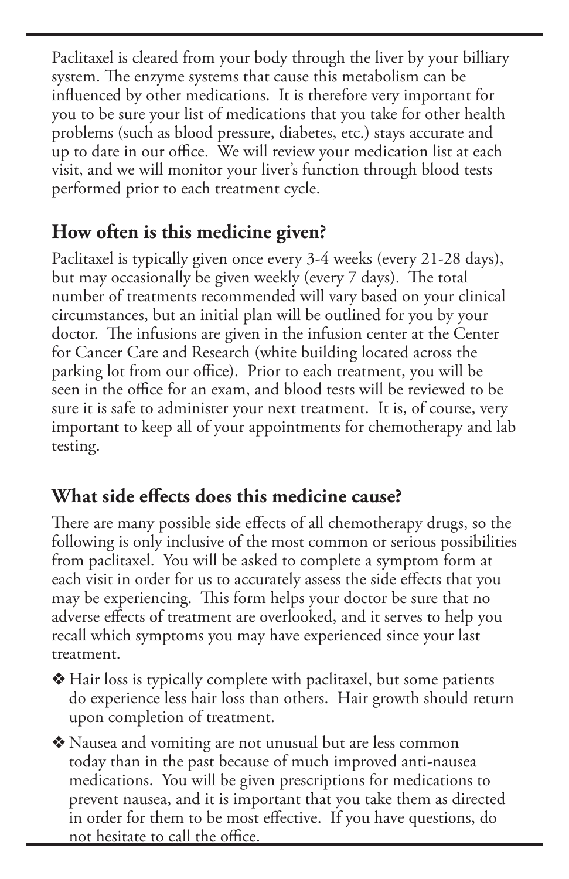Paclitaxel is cleared from your body through the liver by your billiary system. The enzyme systems that cause this metabolism can be influenced by other medications. It is therefore very important for you to be sure your list of medications that you take for other health problems (such as blood pressure, diabetes, etc.) stays accurate and up to date in our office. We will review your medication list at each visit, and we will monitor your liver's function through blood tests performed prior to each treatment cycle.

## How often is this medicine given?

Paclitaxel is typically given once every 3-4 weeks (every 21-28 days), but may occasionally be given weekly (every 7 days). The total number of treatments recommended will vary based on your clinical circumstances, but an initial plan will be outlined for you by your doctor. The infusions are given in the infusion center at the Center for Cancer Care and Research (white building located across the parking lot from our office). Prior to each treatment, you will be seen in the office for an exam, and blood tests will be reviewed to be sure it is safe to administer your next treatment. It is, of course, very important to keep all of your appointments for chemotherapy and lab testing.

## What side effects does this medicine cause?

There are many possible side effects of all chemotherapy drugs, so the following is only inclusive of the most common or serious possibilities from paclitaxel. You will be asked to complete a symptom form at each visit in order for us to accurately assess the side effects that you may be experiencing. This form helps your doctor be sure that no adverse effects of treatment are overlooked, and it serves to help you recall which symptoms you may have experienced since your last treatment.

- Hair loss is typically complete with paclitaxel, but some patients do experience less hair loss than others. Hair growth should return upon completion of treatment.
- Nausea and vomiting are not unusual but are less common today than in the past because of much improved anti-nausea medications. You will be given prescriptions for medications to prevent nausea, and it is important that you take them as directed in order for them to be most effective. If you have questions, do not hesitate to call the office.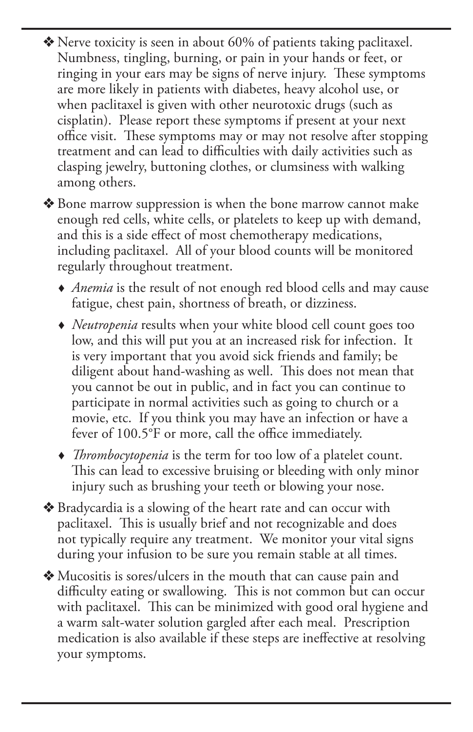- Nerve toxicity is seen in about 60% of patients taking paclitaxel. Numbness, tingling, burning, or pain in your hands or feet, or ringing in your ears may be signs of nerve injury. These symptoms are more likely in patients with diabetes, heavy alcohol use, or when paclitaxel is given with other neurotoxic drugs (such as cisplatin). Please report these symptoms if present at your next office visit. These symptoms may or may not resolve after stopping treatment and can lead to difficulties with daily activities such as clasping jewelry, buttoning clothes, or clumsiness with walking among others.

- Bone marrow suppression is when the bone marrow cannot make enough red cells, white cells, or platelets to keep up with demand, and this is a side effect of most chemotherapy medications, including paclitaxel. All of your blood counts will be monitored regularly throughout treatment.

  - *Anemia* is the result of not enough red blood cells and may cause fatigue, chest pain, shortness of breath, or dizziness.

  - *Neutropenia* results when your white blood cell count goes too low, and this will put you at an increased risk for infection. It is very important that you avoid sick friends and family; be diligent about hand-washing as well. This does not mean that you cannot be out in public, and in fact you can continue to participate in normal activities such as going to church or a movie, etc. If you think you may have an infection or have a fever of 100.5°F or more, call the office immediately.

  - *Thrombocytopenia* is the term for too low of a platelet count. This can lead to excessive bruising or bleeding with only minor injury such as brushing your teeth or blowing your nose.

- Bradycardia is a slowing of the heart rate and can occur with paclitaxel. This is usually brief and not recognizable and does not typically require any treatment. We monitor your vital signs during your infusion to be sure you remain stable at all times.

- Mucositis is sores/ulcers in the mouth that can cause pain and difficulty eating or swallowing. This is not common but can occur with paclitaxel. This can be minimized with good oral hygiene and a warm salt-water solution gargled after each meal. Prescription medication is also available if these steps are ineffective at resolving your symptoms.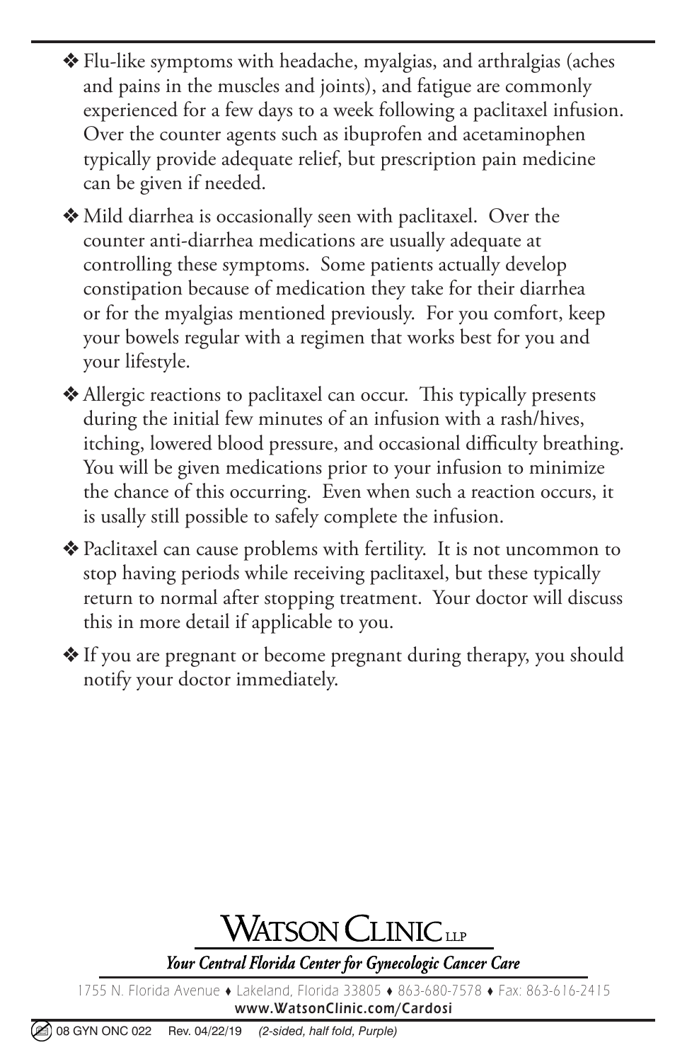- Flu-like symptoms with headache, myalgias, and arthralgias (aches and pains in the muscles and joints), and fatigue are commonly experienced for a few days to a week following a paclitaxel infusion. Over the counter agents such as ibuprofen and acetaminophen typically provide adequate relief, but prescription pain medicine can be given if needed.
- Mild diarrhea is occasionally seen with paclitaxel. Over the counter anti-diarrhea medications are usually adequate at controlling these symptoms. Some patients actually develop constipation because of medication they take for their diarrhea or for the myalgias mentioned previously. For you comfort, keep your bowels regular with a regimen that works best for you and your lifestyle.
- Allergic reactions to paclitaxel can occur. This typically presents during the initial few minutes of an infusion with a rash/hives, itching, lowered blood pressure, and occasional difficulty breathing. You will be given medications prior to your infusion to minimize the chance of this occurring. Even when such a reaction occurs, it is usally still possible to safely complete the infusion.
- Paclitaxel can cause problems with fertility. It is not uncommon to stop having periods while receiving paclitaxel, but these typically return to normal after stopping treatment. Your doctor will discuss this in more detail if applicable to you.
- If you are pregnant or become pregnant during therapy, you should notify your doctor immediately.

WATSON CLINIC LLP

*Your Central Florida Center for Gynecologic Cancer Care*

1755 N. Florida Avenue ♦ Lakeland, Florida 33805 ♦ 863-680-7578 ♦ Fax: 863-616-2415
**www.WatsonClinic.com/Cardosi**

08 GYN ONC 022 Rev. 04/22/19 *(2-sided, half fold, Purple)*